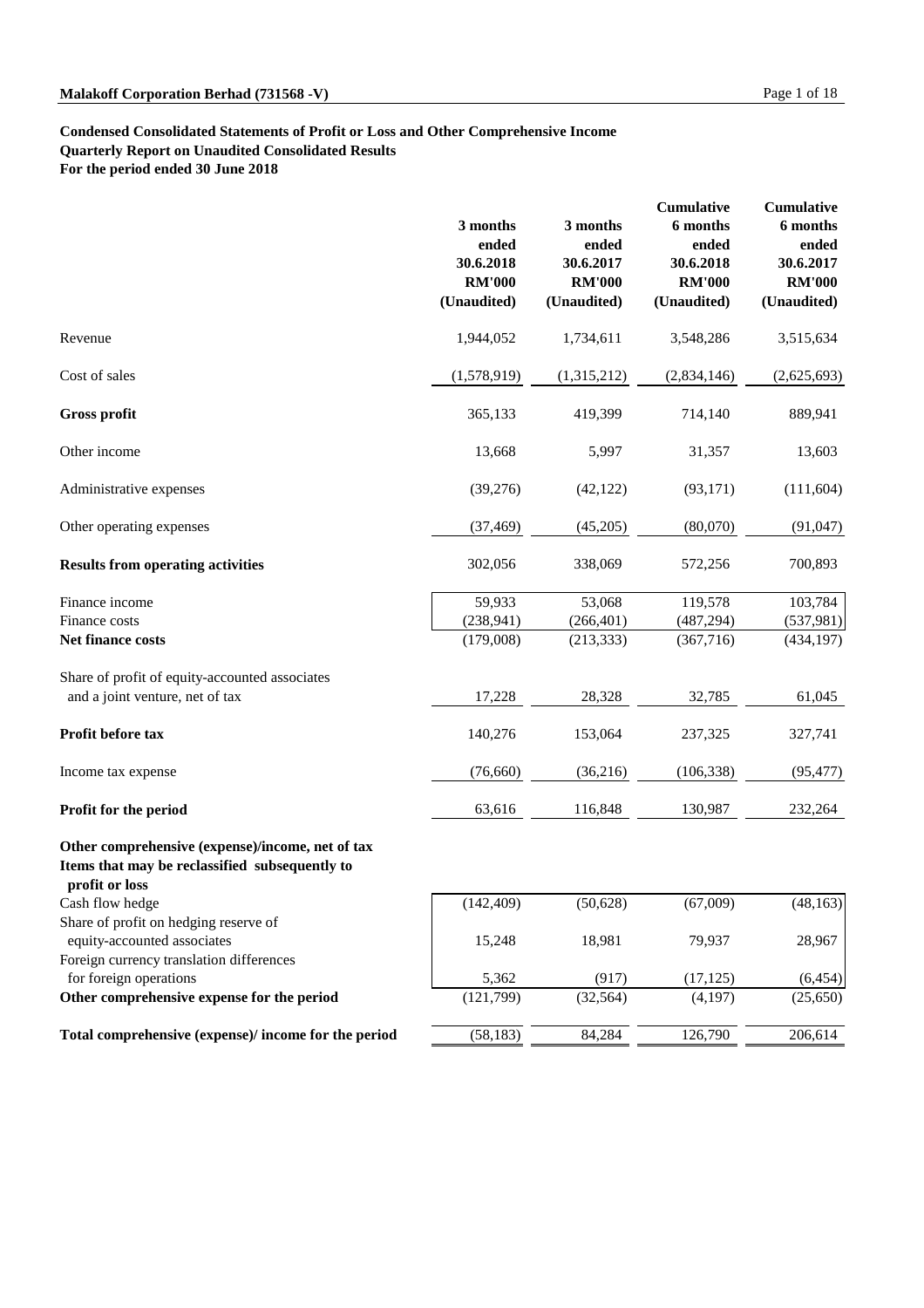**Malakoff Corporation Berhad (731568 -V)**

**Condensed Consolidated Statements of Profit or Loss and Other Comprehensive Income**
**Quarterly Report on Unaudited Consolidated Results**
**For the period ended 30 June 2018**

| | 3 months ended 30.6.2018 RM'000 (Unaudited) | 3 months ended 30.6.2017 RM'000 (Unaudited) | Cumulative 6 months ended 30.6.2018 RM'000 (Unaudited) | Cumulative 6 months ended 30.6.2017 RM'000 (Unaudited) |
|---|---|---|---|---|
| Revenue | 1,944,052 | 1,734,611 | 3,548,286 | 3,515,634 |
| Cost of sales | (1,578,919) | (1,315,212) | (2,834,146) | (2,625,693) |
| **Gross profit** | 365,133 | 419,399 | 714,140 | 889,941 |
| Other income | 13,668 | 5,997 | 31,357 | 13,603 |
| Administrative expenses | (39,276) | (42,122) | (93,171) | (111,604) |
| Other operating expenses | (37,469) | (45,205) | (80,070) | (91,047) |
| **Results from operating activities** | 302,056 | 338,069 | 572,256 | 700,893 |
| Finance income | 59,933 | 53,068 | 119,578 | 103,784 |
| Finance costs | (238,941) | (266,401) | (487,294) | (537,981) |
| **Net finance costs** | (179,008) | (213,333) | (367,716) | (434,197) |
| Share of profit of equity-accounted associates and a joint venture, net of tax | 17,228 | 28,328 | 32,785 | 61,045 |
| **Profit before tax** | 140,276 | 153,064 | 237,325 | 327,741 |
| Income tax expense | (76,660) | (36,216) | (106,338) | (95,477) |
| **Profit for the period** | 63,616 | 116,848 | 130,987 | 232,264 |
| **Other comprehensive (expense)/income, net of tax** | | | | |
| **Items that may be reclassified subsequently to profit or loss** | | | | |
| Cash flow hedge | (142,409) | (50,628) | (67,009) | (48,163) |
| Share of profit on hedging reserve of equity-accounted associates | 15,248 | 18,981 | 79,937 | 28,967 |
| Foreign currency translation differences for foreign operations | 5,362 | (917) | (17,125) | (6,454) |
| **Other comprehensive expense for the period** | (121,799) | (32,564) | (4,197) | (25,650) |
| **Total comprehensive (expense)/ income for the period** | (58,183) | 84,284 | 126,790 | 206,614 |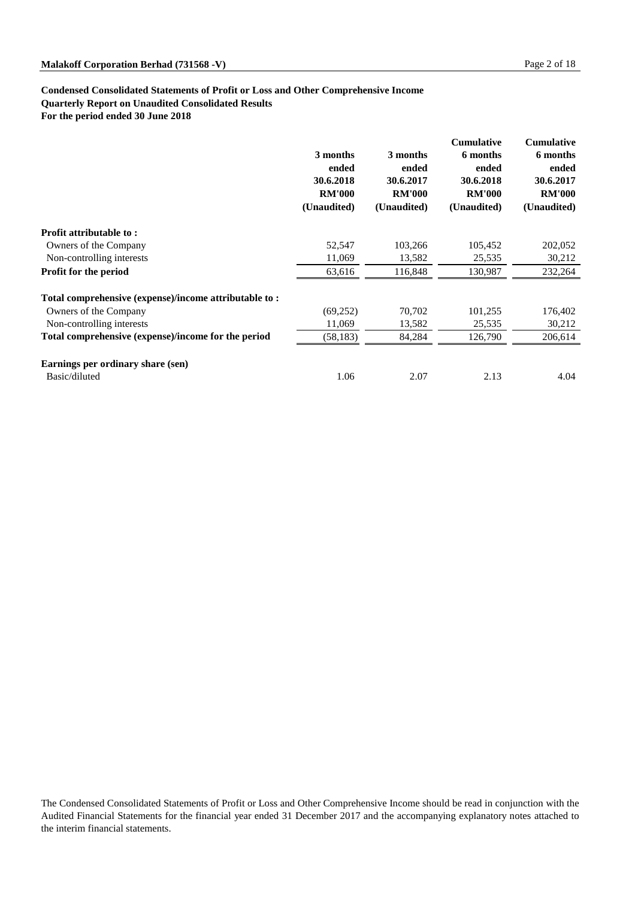**Condensed Consolidated Statements of Profit or Loss and Other Comprehensive Income**
**Quarterly Report on Unaudited Consolidated Results**
**For the period ended 30 June 2018**

| | 3 months ended 30.6.2018 RM'000 (Unaudited) | 3 months ended 30.6.2017 RM'000 (Unaudited) | Cumulative 6 months ended 30.6.2018 RM'000 (Unaudited) | Cumulative 6 months ended 30.6.2017 RM'000 (Unaudited) |
|---|---|---|---|---|
| **Profit attributable to :** | | | | |
| Owners of the Company | 52,547 | 103,266 | 105,452 | 202,052 |
| Non-controlling interests | 11,069 | 13,582 | 25,535 | 30,212 |
| **Profit for the period** | 63,616 | 116,848 | 130,987 | 232,264 |
| **Total comprehensive (expense)/income attributable to :** | | | | |
| Owners of the Company | (69,252) | 70,702 | 101,255 | 176,402 |
| Non-controlling interests | 11,069 | 13,582 | 25,535 | 30,212 |
| **Total comprehensive (expense)/income for the period** | (58,183) | 84,284 | 126,790 | 206,614 |
| **Earnings per ordinary share (sen)** | | | | |
| Basic/diluted | 1.06 | 2.07 | 2.13 | 4.04 |

The Condensed Consolidated Statements of Profit or Loss and Other Comprehensive Income should be read in conjunction with the Audited Financial Statements for the financial year ended 31 December 2017 and the accompanying explanatory notes attached to the interim financial statements.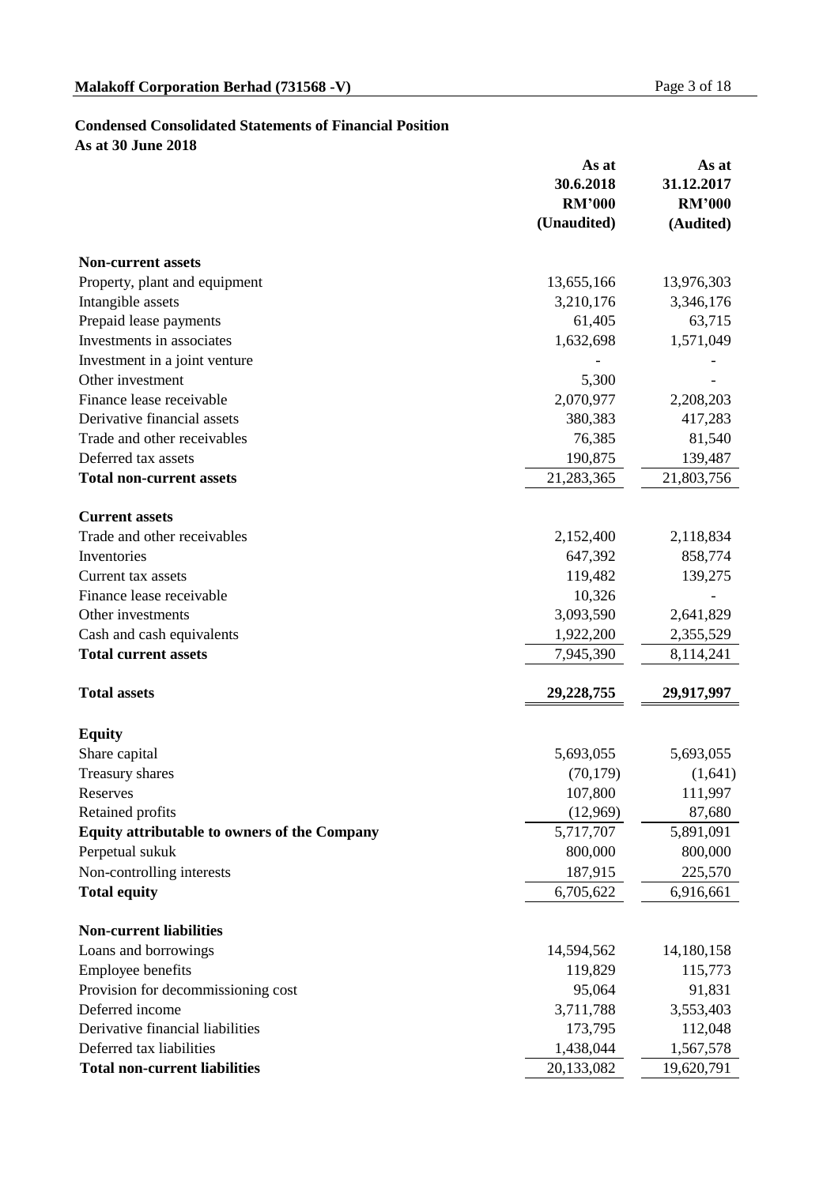## Condensed Consolidated Statements of Financial Position

**As at 30 June 2018**

| | As at 30.6.2018 RM'000 (Unaudited) | As at 31.12.2017 RM'000 (Audited) |
|---|---|---|
| **Non-current assets** | | |
| Property, plant and equipment | 13,655,166 | 13,976,303 |
| Intangible assets | 3,210,176 | 3,346,176 |
| Prepaid lease payments | 61,405 | 63,715 |
| Investments in associates | 1,632,698 | 1,571,049 |
| Investment in a joint venture | - | - |
| Other investment | 5,300 | - |
| Finance lease receivable | 2,070,977 | 2,208,203 |
| Derivative financial assets | 380,383 | 417,283 |
| Trade and other receivables | 76,385 | 81,540 |
| Deferred tax assets | 190,875 | 139,487 |
| **Total non-current assets** | 21,283,365 | 21,803,756 |
| **Current assets** | | |
| Trade and other receivables | 2,152,400 | 2,118,834 |
| Inventories | 647,392 | 858,774 |
| Current tax assets | 119,482 | 139,275 |
| Finance lease receivable | 10,326 | - |
| Other investments | 3,093,590 | 2,641,829 |
| Cash and cash equivalents | 1,922,200 | 2,355,529 |
| **Total current assets** | 7,945,390 | 8,114,241 |
| **Total assets** | **29,228,755** | **29,917,997** |
| **Equity** | | |
| Share capital | 5,693,055 | 5,693,055 |
| Treasury shares | (70,179) | (1,641) |
| Reserves | 107,800 | 111,997 |
| Retained profits | (12,969) | 87,680 |
| **Equity attributable to owners of the Company** | 5,717,707 | 5,891,091 |
| Perpetual sukuk | 800,000 | 800,000 |
| Non-controlling interests | 187,915 | 225,570 |
| **Total equity** | 6,705,622 | 6,916,661 |
| **Non-current liabilities** | | |
| Loans and borrowings | 14,594,562 | 14,180,158 |
| Employee benefits | 119,829 | 115,773 |
| Provision for decommissioning cost | 95,064 | 91,831 |
| Deferred income | 3,711,788 | 3,553,403 |
| Derivative financial liabilities | 173,795 | 112,048 |
| Deferred tax liabilities | 1,438,044 | 1,567,578 |
| **Total non-current liabilities** | 20,133,082 | 19,620,791 |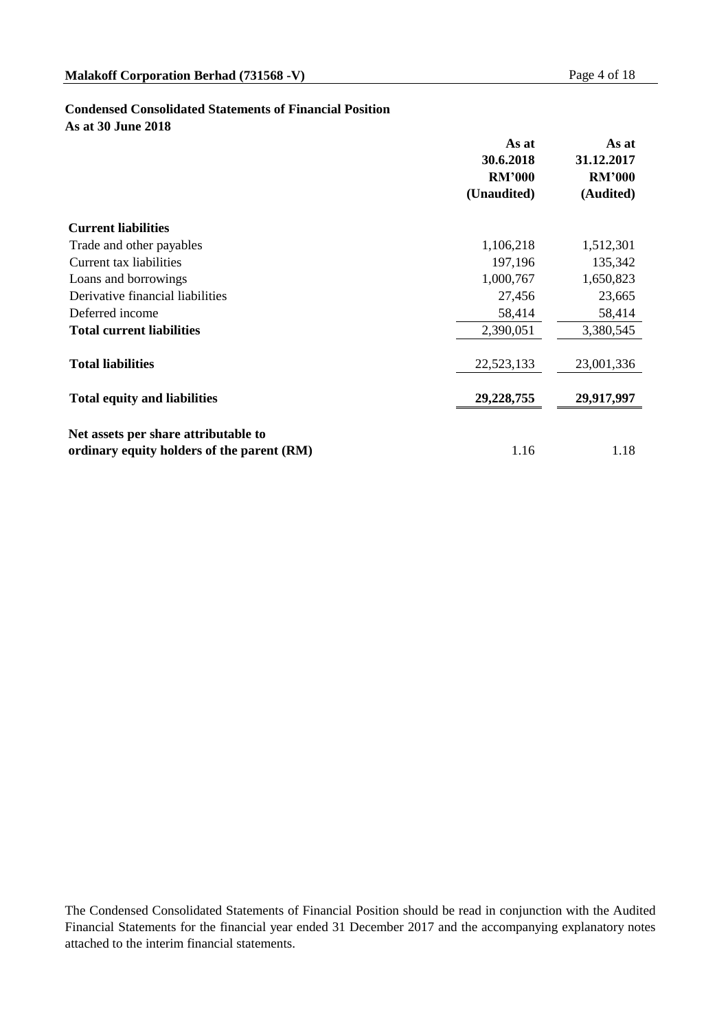## Condensed Consolidated Statements of Financial Position

### As at 30 June 2018

| | As at 30.6.2018 RM'000 (Unaudited) | As at 31.12.2017 RM'000 (Audited) |
|---|---|---|
| **Current liabilities** | | |
| Trade and other payables | 1,106,218 | 1,512,301 |
| Current tax liabilities | 197,196 | 135,342 |
| Loans and borrowings | 1,000,767 | 1,650,823 |
| Derivative financial liabilities | 27,456 | 23,665 |
| Deferred income | 58,414 | 58,414 |
| **Total current liabilities** | 2,390,051 | 3,380,545 |
| **Total liabilities** | 22,523,133 | 23,001,336 |
| **Total equity and liabilities** | **29,228,755** | **29,917,997** |
| **Net assets per share attributable to ordinary equity holders of the parent (RM)** | 1.16 | 1.18 |

The Condensed Consolidated Statements of Financial Position should be read in conjunction with the Audited Financial Statements for the financial year ended 31 December 2017 and the accompanying explanatory notes attached to the interim financial statements.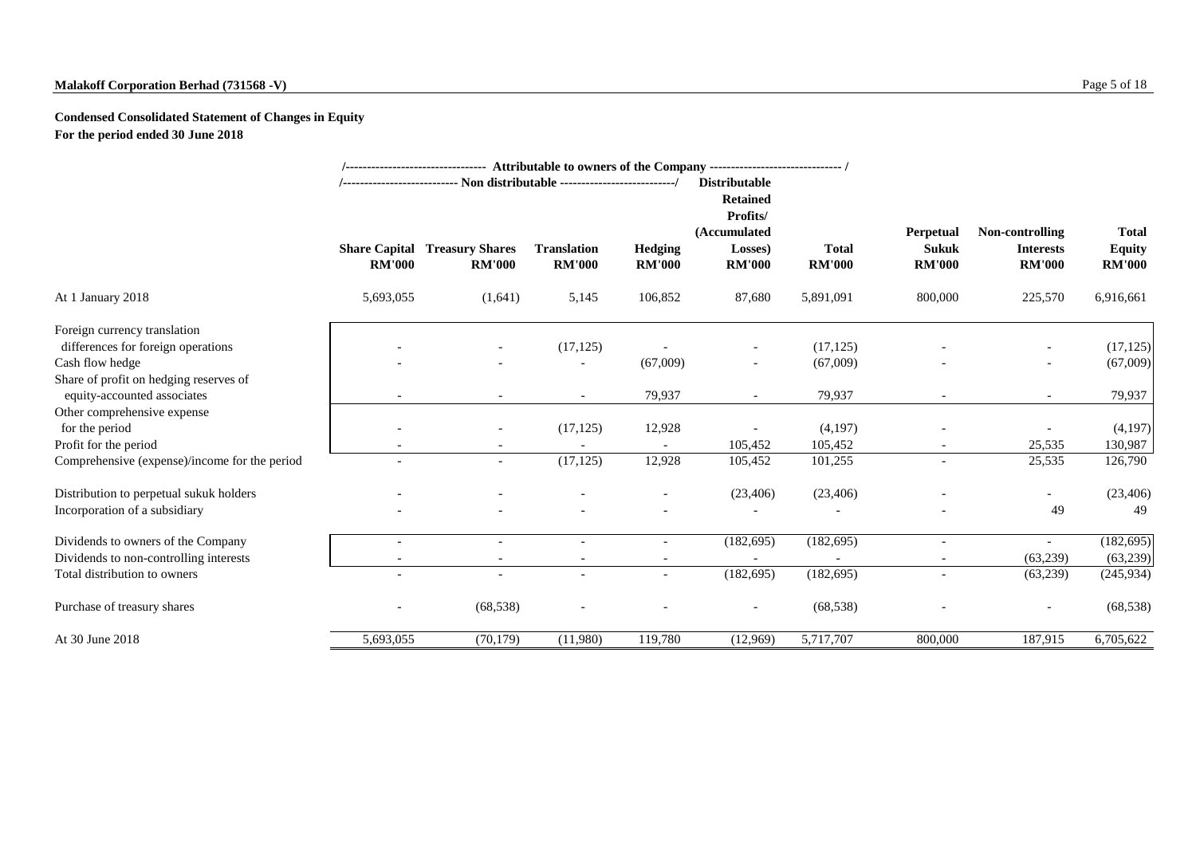**Malakoff Corporation Berhad (731568 -V)**

**Condensed Consolidated Statement of Changes in Equity**
**For the period ended 30 June 2018**

| | Attributable to owners of the Company | | | | | | | | |
|---|---|---|---|---|---|---|---|---|---|
| | Non distributable | | | | Distributable | | | | |
| | Share Capital RM'000 | Treasury Shares RM'000 | Translation RM'000 | Hedging RM'000 | Retained Profits/ (Accumulated Losses) RM'000 | Total RM'000 | Perpetual Sukuk RM'000 | Non-controlling Interests RM'000 | Total Equity RM'000 |
| At 1 January 2018 | 5,693,055 | (1,641) | 5,145 | 106,852 | 87,680 | 5,891,091 | 800,000 | 225,570 | 6,916,661 |
| Foreign currency translation differences for foreign operations | - | - | (17,125) | - | - | (17,125) | - | - | (17,125) |
| Cash flow hedge | - | - | - | (67,009) | - | (67,009) | - | - | (67,009) |
| Share of profit on hedging reserves of equity-accounted associates | - | - | - | 79,937 | - | 79,937 | - | - | 79,937 |
| Other comprehensive expense for the period | - | - | (17,125) | 12,928 | - | (4,197) | - | - | (4,197) |
| Profit for the period | - | - | - | - | 105,452 | 105,452 | - | 25,535 | 130,987 |
| Comprehensive (expense)/income for the period | - | - | (17,125) | 12,928 | 105,452 | 101,255 | - | 25,535 | 126,790 |
| Distribution to perpetual sukuk holders | - | - | - | - | (23,406) | (23,406) | - | - | (23,406) |
| Incorporation of a subsidiary | - | - | - | - | - | - | - | 49 | 49 |
| Dividends to owners of the Company | - | - | - | - | (182,695) | (182,695) | - | - | (182,695) |
| Dividends to non-controlling interests | - | - | - | - | - | - | - | (63,239) | (63,239) |
| Total distribution to owners | - | - | - | - | (182,695) | (182,695) | - | (63,239) | (245,934) |
| Purchase of treasury shares | - | (68,538) | - | - | - | (68,538) | - | - | (68,538) |
| At 30 June 2018 | 5,693,055 | (70,179) | (11,980) | 119,780 | (12,969) | 5,717,707 | 800,000 | 187,915 | 6,705,622 |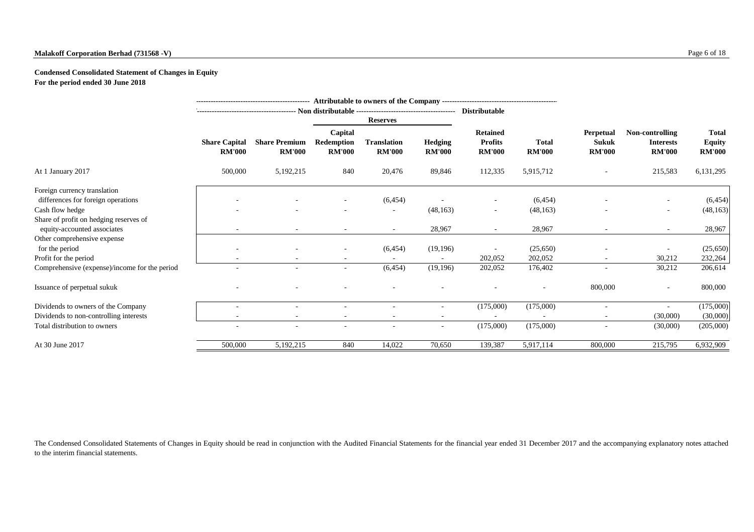**Malakoff Corporation Berhad (731568 -V)**

**Condensed Consolidated Statement of Changes in Equity**
**For the period ended 30 June 2018**

| | Attributable to owners of the Company | | | | | | | | | |
|---|---|---|---|---|---|---|---|---|---|---|
| | Non distributable | | | | | Distributable | | | | |
| | | | Reserves | | | | | | | |
| | **Share Capital RM'000** | **Share Premium RM'000** | **Capital Redemption RM'000** | **Translation RM'000** | **Hedging RM'000** | **Retained Profits RM'000** | **Total RM'000** | **Perpetual Sukuk RM'000** | **Non-controlling Interests RM'000** | **Total Equity RM'000** |
| At 1 January 2017 | 500,000 | 5,192,215 | 840 | 20,476 | 89,846 | 112,335 | 5,915,712 | - | 215,583 | 6,131,295 |
| Foreign currency translation differences for foreign operations | - | - | - | (6,454) | - | - | (6,454) | - | - | (6,454) |
| Cash flow hedge | - | - | - | - | (48,163) | - | (48,163) | - | - | (48,163) |
| Share of profit on hedging reserves of equity-accounted associates | - | - | - | - | 28,967 | - | 28,967 | - | - | 28,967 |
| Other comprehensive expense for the period | - | - | - | (6,454) | (19,196) | - | (25,650) | - | - | (25,650) |
| Profit for the period | - | - | - | - | - | 202,052 | 202,052 | - | 30,212 | 232,264 |
| Comprehensive (expense)/income for the period | - | - | - | (6,454) | (19,196) | 202,052 | 176,402 | - | 30,212 | 206,614 |
| Issuance of perpetual sukuk | - | - | - | - | - | - | - | 800,000 | - | 800,000 |
| Dividends to owners of the Company | - | - | - | - | - | (175,000) | (175,000) | - | - | (175,000) |
| Dividends to non-controlling interests | - | - | - | - | - | - | - | - | (30,000) | (30,000) |
| Total distribution to owners | - | - | - | - | - | (175,000) | (175,000) | - | (30,000) | (205,000) |
| At 30 June 2017 | 500,000 | 5,192,215 | 840 | 14,022 | 70,650 | 139,387 | 5,917,114 | 800,000 | 215,795 | 6,932,909 |

The Condensed Consolidated Statements of Changes in Equity should be read in conjunction with the Audited Financial Statements for the financial year ended 31 December 2017 and the accompanying explanatory notes attached to the interim financial statements.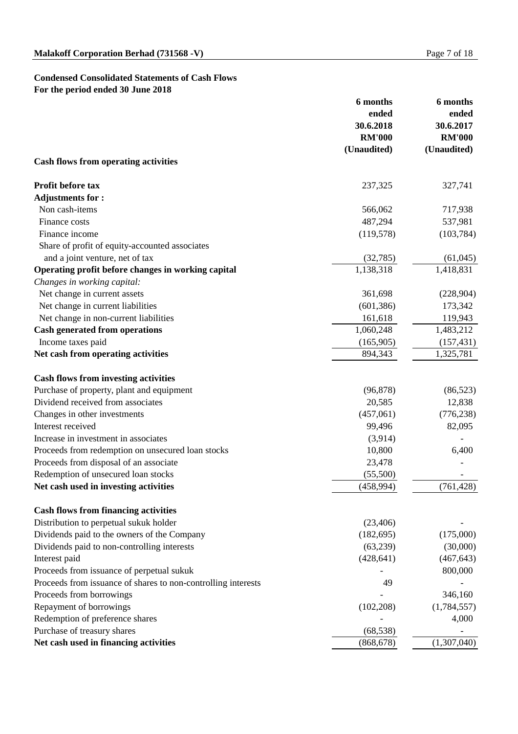**Malakoff Corporation Berhad (731568 -V)**

**Condensed Consolidated Statements of Cash Flows**
**For the period ended 30 June 2018**

| | 6 months ended 30.6.2018 RM'000 (Unaudited) | 6 months ended 30.6.2017 RM'000 (Unaudited) |
|---|---|---|
| **Cash flows from operating activities** | | |
| **Profit before tax** | 237,325 | 327,741 |
| **Adjustments for :** | | |
| Non cash-items | 566,062 | 717,938 |
| Finance costs | 487,294 | 537,981 |
| Finance income | (119,578) | (103,784) |
| Share of profit of equity-accounted associates and a joint venture, net of tax | (32,785) | (61,045) |
| **Operating profit before changes in working capital** | 1,138,318 | 1,418,831 |
| *Changes in working capital:* | | |
| Net change in current assets | 361,698 | (228,904) |
| Net change in current liabilities | (601,386) | 173,342 |
| Net change in non-current liabilities | 161,618 | 119,943 |
| **Cash generated from operations** | 1,060,248 | 1,483,212 |
| Income taxes paid | (165,905) | (157,431) |
| **Net cash from operating activities** | 894,343 | 1,325,781 |
| **Cash flows from investing activities** | | |
| Purchase of property, plant and equipment | (96,878) | (86,523) |
| Dividend received from associates | 20,585 | 12,838 |
| Changes in other investments | (457,061) | (776,238) |
| Interest received | 99,496 | 82,095 |
| Increase in investment in associates | (3,914) | - |
| Proceeds from redemption on unsecured loan stocks | 10,800 | 6,400 |
| Proceeds from disposal of an associate | 23,478 | - |
| Redemption of unsecured loan stocks | (55,500) | - |
| **Net cash used in investing activities** | (458,994) | (761,428) |
| **Cash flows from financing activities** | | |
| Distribution to perpetual sukuk holder | (23,406) | - |
| Dividends paid to the owners of the Company | (182,695) | (175,000) |
| Dividends paid to non-controlling interests | (63,239) | (30,000) |
| Interest paid | (428,641) | (467,643) |
| Proceeds from issuance of perpetual sukuk | - | 800,000 |
| Proceeds from issuance of shares to non-controlling interests | 49 | - |
| Proceeds from borrowings | - | 346,160 |
| Repayment of borrowings | (102,208) | (1,784,557) |
| Redemption of preference shares | - | 4,000 |
| Purchase of treasury shares | (68,538) | - |
| **Net cash used in financing activities** | (868,678) | (1,307,040) |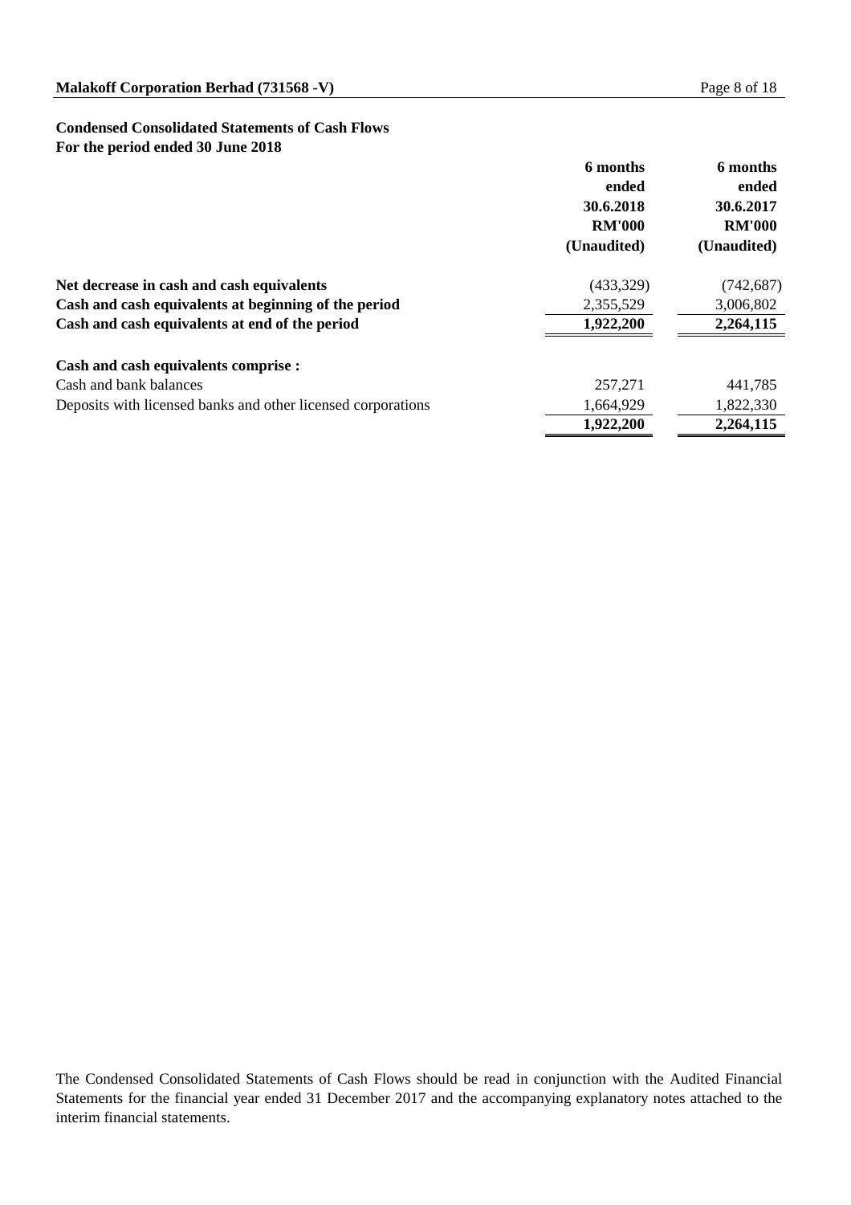**Condensed Consolidated Statements of Cash Flows**
**For the period ended 30 June 2018**

| | 6 months ended 30.6.2018 RM'000 (Unaudited) | 6 months ended 30.6.2017 RM'000 (Unaudited) |
|---|---|---|
| **Net decrease in cash and cash equivalents** | (433,329) | (742,687) |
| **Cash and cash equivalents at beginning of the period** | 2,355,529 | 3,006,802 |
| **Cash and cash equivalents at end of the period** | **1,922,200** | **2,264,115** |
| | | |
| **Cash and cash equivalents comprise :** | | |
| Cash and bank balances | 257,271 | 441,785 |
| Deposits with licensed banks and other licensed corporations | 1,664,929 | 1,822,330 |
| | **1,922,200** | **2,264,115** |

The Condensed Consolidated Statements of Cash Flows should be read in conjunction with the Audited Financial Statements for the financial year ended 31 December 2017 and the accompanying explanatory notes attached to the interim financial statements.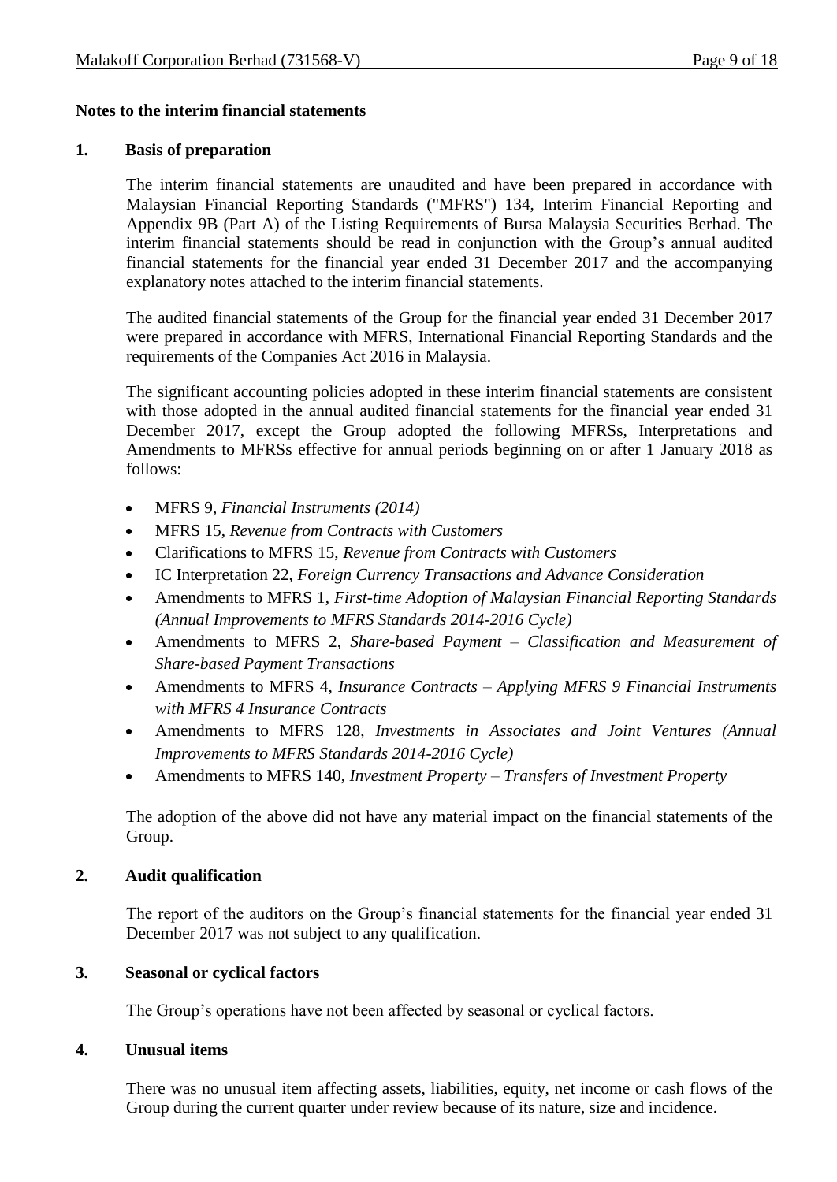**Notes to the interim financial statements**

**1. Basis of preparation**

The interim financial statements are unaudited and have been prepared in accordance with Malaysian Financial Reporting Standards ("MFRS") 134, Interim Financial Reporting and Appendix 9B (Part A) of the Listing Requirements of Bursa Malaysia Securities Berhad. The interim financial statements should be read in conjunction with the Group's annual audited financial statements for the financial year ended 31 December 2017 and the accompanying explanatory notes attached to the interim financial statements.

The audited financial statements of the Group for the financial year ended 31 December 2017 were prepared in accordance with MFRS, International Financial Reporting Standards and the requirements of the Companies Act 2016 in Malaysia.

The significant accounting policies adopted in these interim financial statements are consistent with those adopted in the annual audited financial statements for the financial year ended 31 December 2017, except the Group adopted the following MFRSs, Interpretations and Amendments to MFRSs effective for annual periods beginning on or after 1 January 2018 as follows:

- MFRS 9, *Financial Instruments (2014)*
- MFRS 15, *Revenue from Contracts with Customers*
- Clarifications to MFRS 15, *Revenue from Contracts with Customers*
- IC Interpretation 22, *Foreign Currency Transactions and Advance Consideration*
- Amendments to MFRS 1, *First-time Adoption of Malaysian Financial Reporting Standards (Annual Improvements to MFRS Standards 2014-2016 Cycle)*
- Amendments to MFRS 2, *Share-based Payment – Classification and Measurement of Share-based Payment Transactions*
- Amendments to MFRS 4, *Insurance Contracts – Applying MFRS 9 Financial Instruments with MFRS 4 Insurance Contracts*
- Amendments to MFRS 128, *Investments in Associates and Joint Ventures (Annual Improvements to MFRS Standards 2014-2016 Cycle)*
- Amendments to MFRS 140, *Investment Property – Transfers of Investment Property*

The adoption of the above did not have any material impact on the financial statements of the Group.

**2. Audit qualification**

The report of the auditors on the Group's financial statements for the financial year ended 31 December 2017 was not subject to any qualification.

**3. Seasonal or cyclical factors**

The Group's operations have not been affected by seasonal or cyclical factors.

**4. Unusual items**

There was no unusual item affecting assets, liabilities, equity, net income or cash flows of the Group during the current quarter under review because of its nature, size and incidence.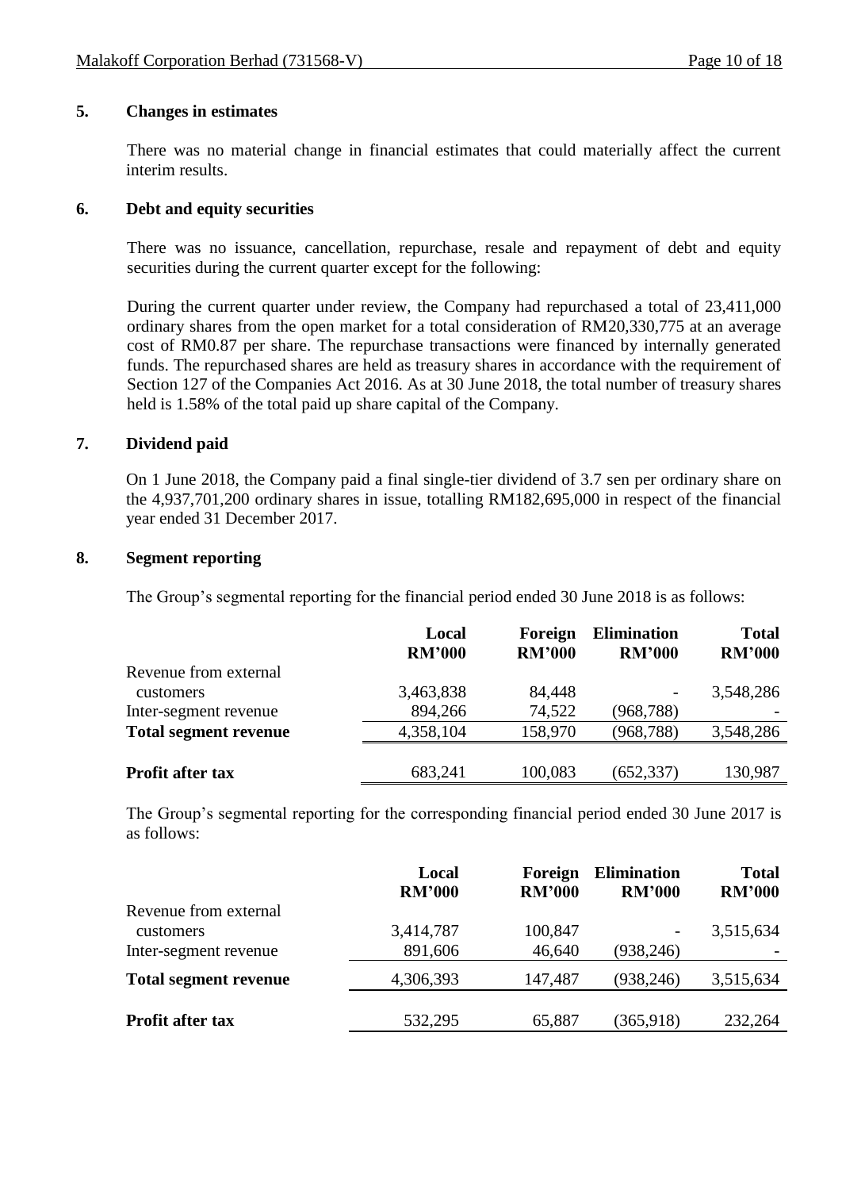## 5. Changes in estimates

There was no material change in financial estimates that could materially affect the current interim results.

## 6. Debt and equity securities

There was no issuance, cancellation, repurchase, resale and repayment of debt and equity securities during the current quarter except for the following:

During the current quarter under review, the Company had repurchased a total of 23,411,000 ordinary shares from the open market for a total consideration of RM20,330,775 at an average cost of RM0.87 per share. The repurchase transactions were financed by internally generated funds. The repurchased shares are held as treasury shares in accordance with the requirement of Section 127 of the Companies Act 2016. As at 30 June 2018, the total number of treasury shares held is 1.58% of the total paid up share capital of the Company.

## 7. Dividend paid

On 1 June 2018, the Company paid a final single-tier dividend of 3.7 sen per ordinary share on the 4,937,701,200 ordinary shares in issue, totalling RM182,695,000 in respect of the financial year ended 31 December 2017.

## 8. Segment reporting

The Group's segmental reporting for the financial period ended 30 June 2018 is as follows:

| | **Local RM'000** | **Foreign RM'000** | **Elimination RM'000** | **Total RM'000** |
|---|---|---|---|---|
| Revenue from external customers | 3,463,838 | 84,448 | - | 3,548,286 |
| Inter-segment revenue | 894,266 | 74,522 | (968,788) | - |
| **Total segment revenue** | 4,358,104 | 158,970 | (968,788) | 3,548,286 |
| **Profit after tax** | 683,241 | 100,083 | (652,337) | 130,987 |

The Group's segmental reporting for the corresponding financial period ended 30 June 2017 is as follows:

| | **Local RM'000** | **Foreign RM'000** | **Elimination RM'000** | **Total RM'000** |
|---|---|---|---|---|
| Revenue from external customers | 3,414,787 | 100,847 | - | 3,515,634 |
| Inter-segment revenue | 891,606 | 46,640 | (938,246) | - |
| **Total segment revenue** | 4,306,393 | 147,487 | (938,246) | 3,515,634 |
| **Profit after tax** | 532,295 | 65,887 | (365,918) | 232,264 |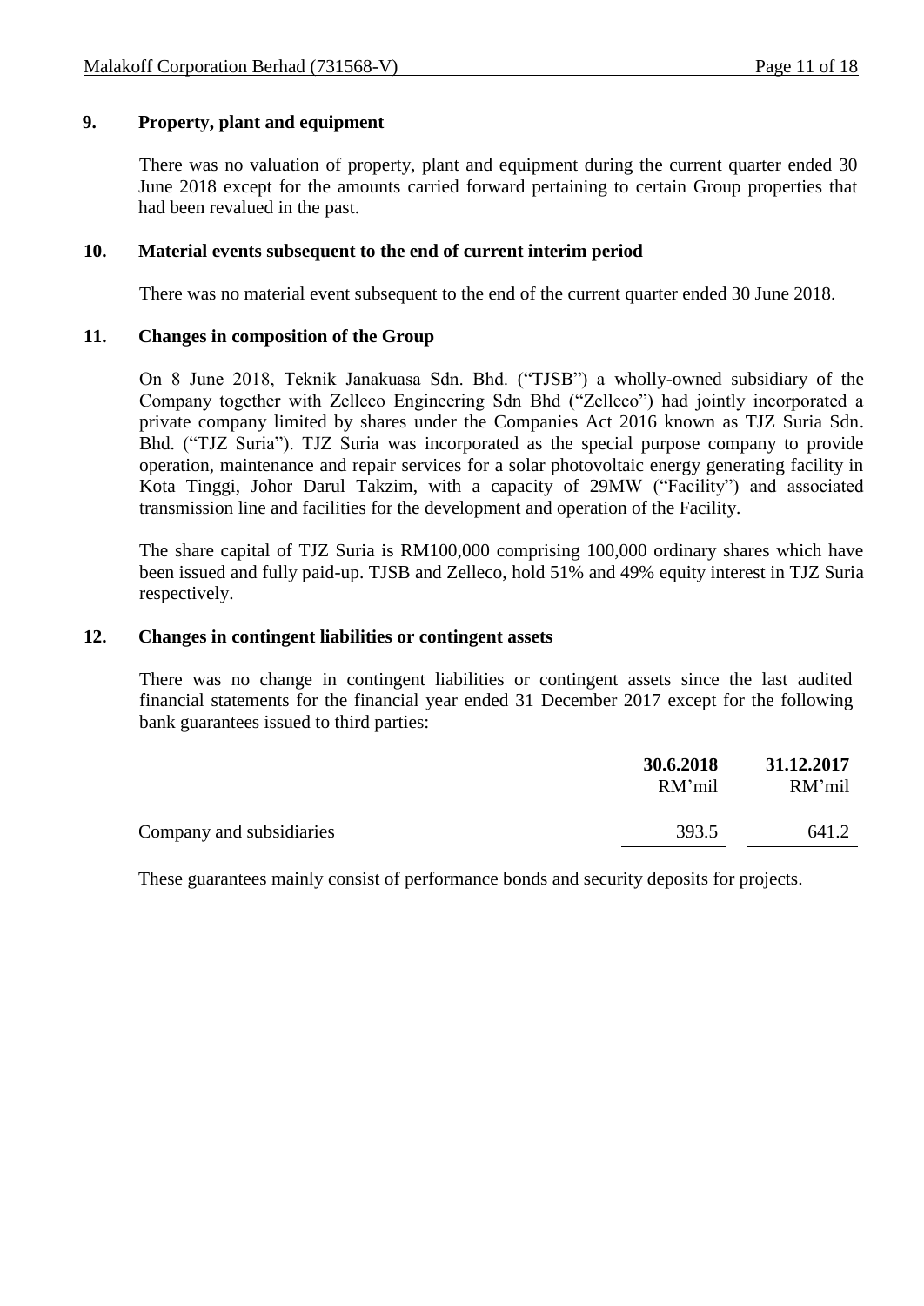## 9. Property, plant and equipment

There was no valuation of property, plant and equipment during the current quarter ended 30 June 2018 except for the amounts carried forward pertaining to certain Group properties that had been revalued in the past.

## 10. Material events subsequent to the end of current interim period

There was no material event subsequent to the end of the current quarter ended 30 June 2018.

## 11. Changes in composition of the Group

On 8 June 2018, Teknik Janakuasa Sdn. Bhd. ("TJSB") a wholly-owned subsidiary of the Company together with Zelleco Engineering Sdn Bhd ("Zelleco") had jointly incorporated a private company limited by shares under the Companies Act 2016 known as TJZ Suria Sdn. Bhd. ("TJZ Suria"). TJZ Suria was incorporated as the special purpose company to provide operation, maintenance and repair services for a solar photovoltaic energy generating facility in Kota Tinggi, Johor Darul Takzim, with a capacity of 29MW ("Facility") and associated transmission line and facilities for the development and operation of the Facility.

The share capital of TJZ Suria is RM100,000 comprising 100,000 ordinary shares which have been issued and fully paid-up. TJSB and Zelleco, hold 51% and 49% equity interest in TJZ Suria respectively.

## 12. Changes in contingent liabilities or contingent assets

There was no change in contingent liabilities or contingent assets since the last audited financial statements for the financial year ended 31 December 2017 except for the following bank guarantees issued to third parties:

| | **30.6.2018** RM'mil | **31.12.2017** RM'mil |
|---|---|---|
| Company and subsidiaries | 393.5 | 641.2 |

These guarantees mainly consist of performance bonds and security deposits for projects.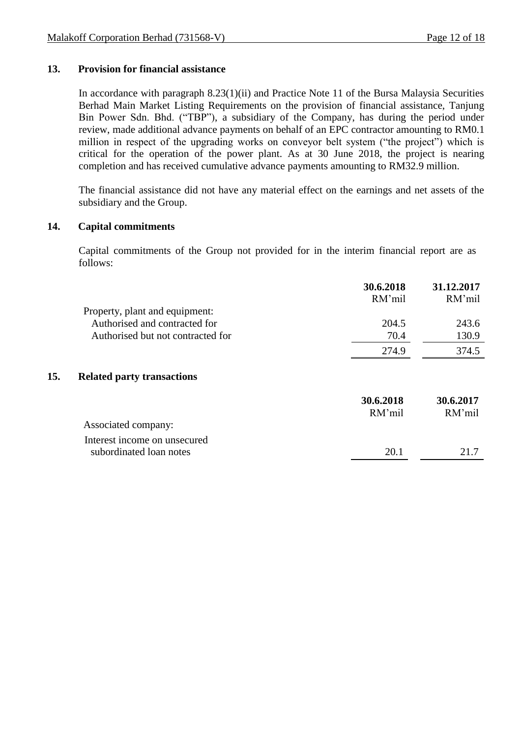## 13. Provision for financial assistance

In accordance with paragraph 8.23(1)(ii) and Practice Note 11 of the Bursa Malaysia Securities Berhad Main Market Listing Requirements on the provision of financial assistance, Tanjung Bin Power Sdn. Bhd. ("TBP"), a subsidiary of the Company, has during the period under review, made additional advance payments on behalf of an EPC contractor amounting to RM0.1 million in respect of the upgrading works on conveyor belt system ("the project") which is critical for the operation of the power plant. As at 30 June 2018, the project is nearing completion and has received cumulative advance payments amounting to RM32.9 million.

The financial assistance did not have any material effect on the earnings and net assets of the subsidiary and the Group.

## 14. Capital commitments

Capital commitments of the Group not provided for in the interim financial report are as follows:

| | **30.6.2018** RM'mil | **31.12.2017** RM'mil |
|---|---|---|
| Property, plant and equipment: | | |
| Authorised and contracted for | 204.5 | 243.6 |
| Authorised but not contracted for | 70.4 | 130.9 |
| | 274.9 | 374.5 |

## 15. Related party transactions

| | **30.6.2018** RM'mil | **30.6.2017** RM'mil |
|---|---|---|
| Associated company: | | |
| Interest income on unsecured subordinated loan notes | 20.1 | 21.7 |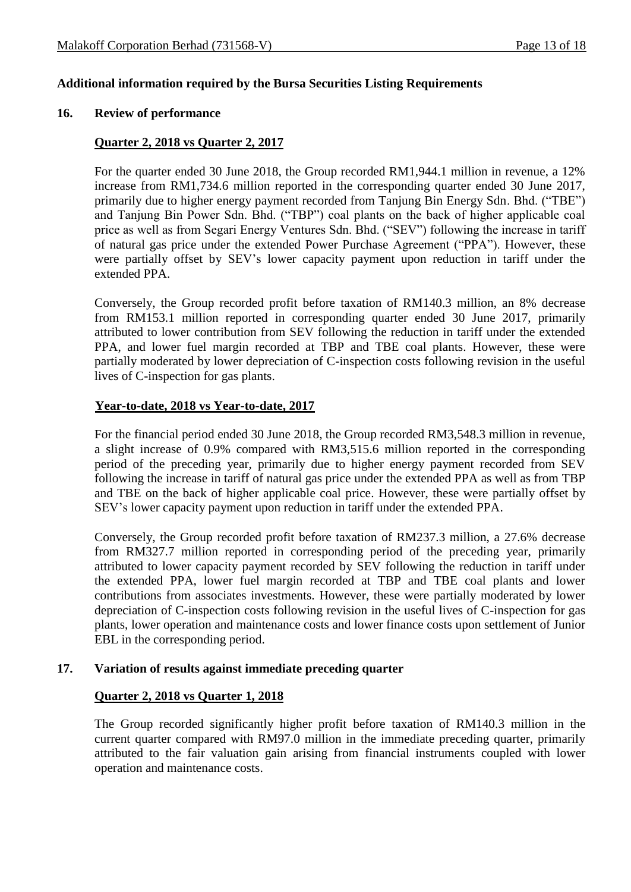## Additional information required by the Bursa Securities Listing Requirements

### 16. Review of performance

**Quarter 2, 2018 vs Quarter 2, 2017**

For the quarter ended 30 June 2018, the Group recorded RM1,944.1 million in revenue, a 12% increase from RM1,734.6 million reported in the corresponding quarter ended 30 June 2017, primarily due to higher energy payment recorded from Tanjung Bin Energy Sdn. Bhd. ("TBE") and Tanjung Bin Power Sdn. Bhd. ("TBP") coal plants on the back of higher applicable coal price as well as from Segari Energy Ventures Sdn. Bhd. ("SEV") following the increase in tariff of natural gas price under the extended Power Purchase Agreement ("PPA"). However, these were partially offset by SEV's lower capacity payment upon reduction in tariff under the extended PPA.

Conversely, the Group recorded profit before taxation of RM140.3 million, an 8% decrease from RM153.1 million reported in corresponding quarter ended 30 June 2017, primarily attributed to lower contribution from SEV following the reduction in tariff under the extended PPA, and lower fuel margin recorded at TBP and TBE coal plants. However, these were partially moderated by lower depreciation of C-inspection costs following revision in the useful lives of C-inspection for gas plants.

**Year-to-date, 2018 vs Year-to-date, 2017**

For the financial period ended 30 June 2018, the Group recorded RM3,548.3 million in revenue, a slight increase of 0.9% compared with RM3,515.6 million reported in the corresponding period of the preceding year, primarily due to higher energy payment recorded from SEV following the increase in tariff of natural gas price under the extended PPA as well as from TBP and TBE on the back of higher applicable coal price. However, these were partially offset by SEV's lower capacity payment upon reduction in tariff under the extended PPA.

Conversely, the Group recorded profit before taxation of RM237.3 million, a 27.6% decrease from RM327.7 million reported in corresponding period of the preceding year, primarily attributed to lower capacity payment recorded by SEV following the reduction in tariff under the extended PPA, lower fuel margin recorded at TBP and TBE coal plants and lower contributions from associates investments. However, these were partially moderated by lower depreciation of C-inspection costs following revision in the useful lives of C-inspection for gas plants, lower operation and maintenance costs and lower finance costs upon settlement of Junior EBL in the corresponding period.

### 17. Variation of results against immediate preceding quarter

**Quarter 2, 2018 vs Quarter 1, 2018**

The Group recorded significantly higher profit before taxation of RM140.3 million in the current quarter compared with RM97.0 million in the immediate preceding quarter, primarily attributed to the fair valuation gain arising from financial instruments coupled with lower operation and maintenance costs.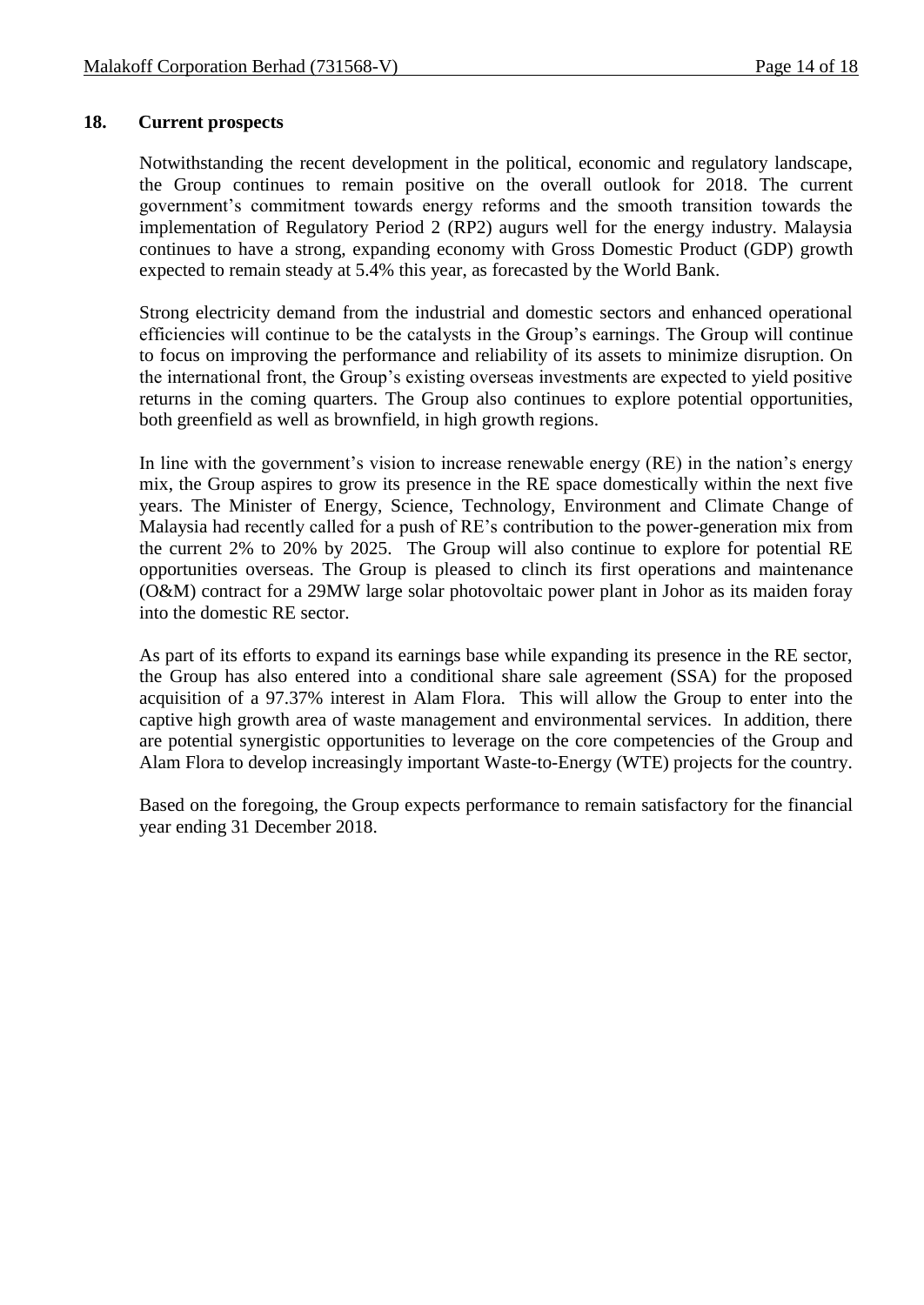## 18. Current prospects

Notwithstanding the recent development in the political, economic and regulatory landscape, the Group continues to remain positive on the overall outlook for 2018. The current government's commitment towards energy reforms and the smooth transition towards the implementation of Regulatory Period 2 (RP2) augurs well for the energy industry. Malaysia continues to have a strong, expanding economy with Gross Domestic Product (GDP) growth expected to remain steady at 5.4% this year, as forecasted by the World Bank.

Strong electricity demand from the industrial and domestic sectors and enhanced operational efficiencies will continue to be the catalysts in the Group's earnings. The Group will continue to focus on improving the performance and reliability of its assets to minimize disruption. On the international front, the Group's existing overseas investments are expected to yield positive returns in the coming quarters. The Group also continues to explore potential opportunities, both greenfield as well as brownfield, in high growth regions.

In line with the government's vision to increase renewable energy (RE) in the nation's energy mix, the Group aspires to grow its presence in the RE space domestically within the next five years. The Minister of Energy, Science, Technology, Environment and Climate Change of Malaysia had recently called for a push of RE's contribution to the power-generation mix from the current 2% to 20% by 2025. The Group will also continue to explore for potential RE opportunities overseas. The Group is pleased to clinch its first operations and maintenance (O&M) contract for a 29MW large solar photovoltaic power plant in Johor as its maiden foray into the domestic RE sector.

As part of its efforts to expand its earnings base while expanding its presence in the RE sector, the Group has also entered into a conditional share sale agreement (SSA) for the proposed acquisition of a 97.37% interest in Alam Flora. This will allow the Group to enter into the captive high growth area of waste management and environmental services. In addition, there are potential synergistic opportunities to leverage on the core competencies of the Group and Alam Flora to develop increasingly important Waste-to-Energy (WTE) projects for the country.

Based on the foregoing, the Group expects performance to remain satisfactory for the financial year ending 31 December 2018.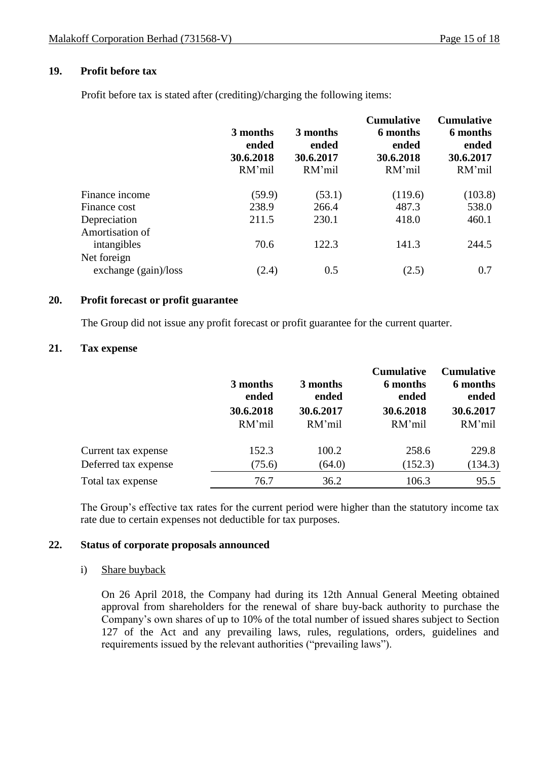## 19. Profit before tax

Profit before tax is stated after (crediting)/charging the following items:

| | 3 months ended 30.6.2018 RM'mil | 3 months ended 30.6.2017 RM'mil | Cumulative 6 months ended 30.6.2018 RM'mil | Cumulative 6 months ended 30.6.2017 RM'mil |
|---|---|---|---|---|
| Finance income | (59.9) | (53.1) | (119.6) | (103.8) |
| Finance cost | 238.9 | 266.4 | 487.3 | 538.0 |
| Depreciation | 211.5 | 230.1 | 418.0 | 460.1 |
| Amortisation of intangibles | 70.6 | 122.3 | 141.3 | 244.5 |
| Net foreign exchange (gain)/loss | (2.4) | 0.5 | (2.5) | 0.7 |

## 20. Profit forecast or profit guarantee

The Group did not issue any profit forecast or profit guarantee for the current quarter.

## 21. Tax expense

| | 3 months ended 30.6.2018 RM'mil | 3 months ended 30.6.2017 RM'mil | Cumulative 6 months ended 30.6.2018 RM'mil | Cumulative 6 months ended 30.6.2017 RM'mil |
|---|---|---|---|---|
| Current tax expense | 152.3 | 100.2 | 258.6 | 229.8 |
| Deferred tax expense | (75.6) | (64.0) | (152.3) | (134.3) |
| Total tax expense | 76.7 | 36.2 | 106.3 | 95.5 |

The Group's effective tax rates for the current period were higher than the statutory income tax rate due to certain expenses not deductible for tax purposes.

## 22. Status of corporate proposals announced

i) Share buyback

On 26 April 2018, the Company had during its 12th Annual General Meeting obtained approval from shareholders for the renewal of share buy-back authority to purchase the Company's own shares of up to 10% of the total number of issued shares subject to Section 127 of the Act and any prevailing laws, rules, regulations, orders, guidelines and requirements issued by the relevant authorities ("prevailing laws").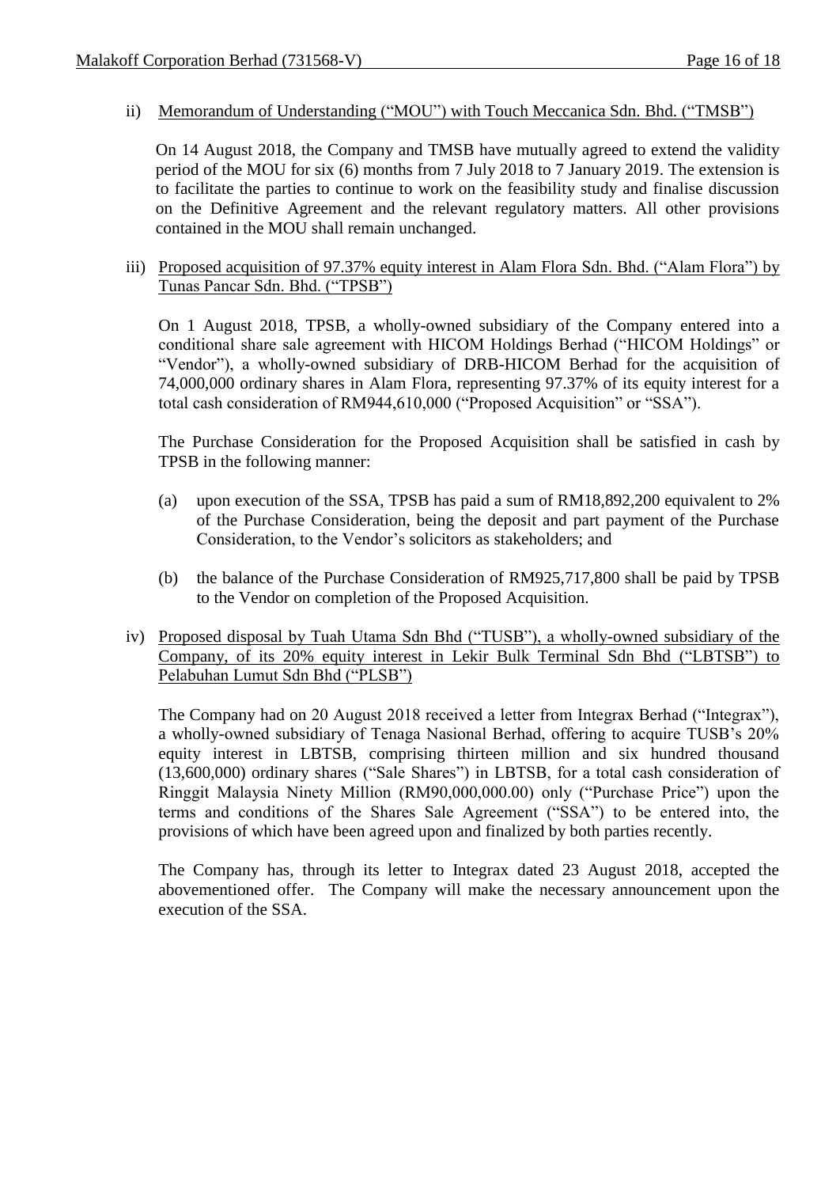ii) Memorandum of Understanding ("MOU") with Touch Meccanica Sdn. Bhd. ("TMSB")

On 14 August 2018, the Company and TMSB have mutually agreed to extend the validity period of the MOU for six (6) months from 7 July 2018 to 7 January 2019. The extension is to facilitate the parties to continue to work on the feasibility study and finalise discussion on the Definitive Agreement and the relevant regulatory matters. All other provisions contained in the MOU shall remain unchanged.

iii) Proposed acquisition of 97.37% equity interest in Alam Flora Sdn. Bhd. ("Alam Flora") by Tunas Pancar Sdn. Bhd. ("TPSB")

On 1 August 2018, TPSB, a wholly-owned subsidiary of the Company entered into a conditional share sale agreement with HICOM Holdings Berhad ("HICOM Holdings" or "Vendor"), a wholly-owned subsidiary of DRB-HICOM Berhad for the acquisition of 74,000,000 ordinary shares in Alam Flora, representing 97.37% of its equity interest for a total cash consideration of RM944,610,000 ("Proposed Acquisition" or "SSA").

The Purchase Consideration for the Proposed Acquisition shall be satisfied in cash by TPSB in the following manner:

(a) upon execution of the SSA, TPSB has paid a sum of RM18,892,200 equivalent to 2% of the Purchase Consideration, being the deposit and part payment of the Purchase Consideration, to the Vendor's solicitors as stakeholders; and

(b) the balance of the Purchase Consideration of RM925,717,800 shall be paid by TPSB to the Vendor on completion of the Proposed Acquisition.

iv) Proposed disposal by Tuah Utama Sdn Bhd ("TUSB"), a wholly-owned subsidiary of the Company, of its 20% equity interest in Lekir Bulk Terminal Sdn Bhd ("LBTSB") to Pelabuhan Lumut Sdn Bhd ("PLSB")

The Company had on 20 August 2018 received a letter from Integrax Berhad ("Integrax"), a wholly-owned subsidiary of Tenaga Nasional Berhad, offering to acquire TUSB's 20% equity interest in LBTSB, comprising thirteen million and six hundred thousand (13,600,000) ordinary shares ("Sale Shares") in LBTSB, for a total cash consideration of Ringgit Malaysia Ninety Million (RM90,000,000.00) only ("Purchase Price") upon the terms and conditions of the Shares Sale Agreement ("SSA") to be entered into, the provisions of which have been agreed upon and finalized by both parties recently.

The Company has, through its letter to Integrax dated 23 August 2018, accepted the abovementioned offer. The Company will make the necessary announcement upon the execution of the SSA.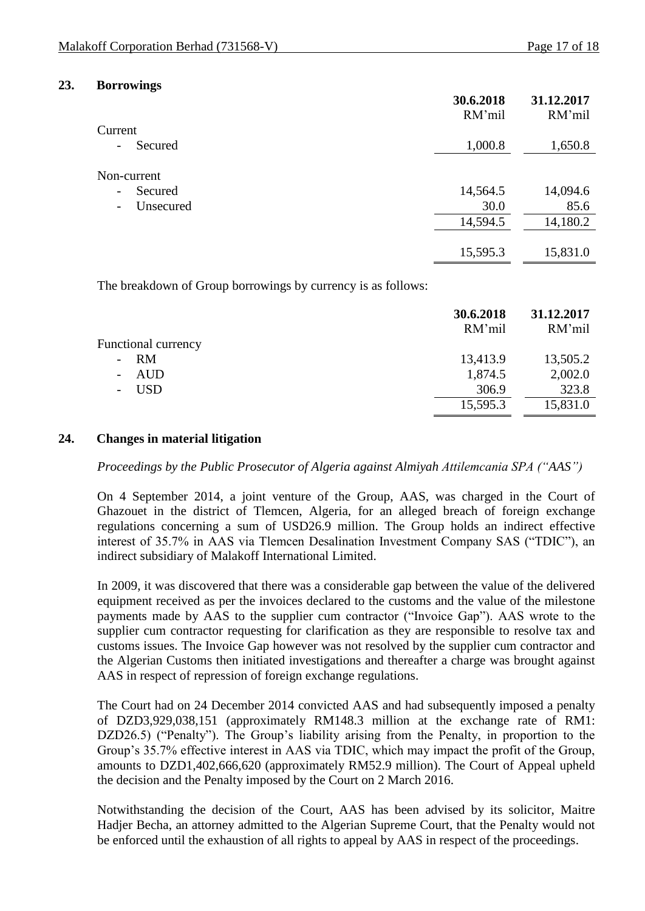## 23. Borrowings

| | 30.6.2018 | 31.12.2017 |
|---|---|---|
| | RM'mil | RM'mil |
| Current | | |
| - Secured | 1,000.8 | 1,650.8 |
| | | |
| Non-current | | |
| - Secured | 14,564.5 | 14,094.6 |
| - Unsecured | 30.0 | 85.6 |
| | 14,594.5 | 14,180.2 |
| | | |
| | 15,595.3 | 15,831.0 |

The breakdown of Group borrowings by currency is as follows:

| | 30.6.2018 | 31.12.2017 |
|---|---|---|
| | RM'mil | RM'mil |
| Functional currency | | |
| - RM | 13,413.9 | 13,505.2 |
| - AUD | 1,874.5 | 2,002.0 |
| - USD | 306.9 | 323.8 |
| | 15,595.3 | 15,831.0 |

## 24. Changes in material litigation

*Proceedings by the Public Prosecutor of Algeria against Almiyah Attilemcania SPA ("AAS")*

On 4 September 2014, a joint venture of the Group, AAS, was charged in the Court of Ghazouet in the district of Tlemcen, Algeria, for an alleged breach of foreign exchange regulations concerning a sum of USD26.9 million. The Group holds an indirect effective interest of 35.7% in AAS via Tlemcen Desalination Investment Company SAS ("TDIC"), an indirect subsidiary of Malakoff International Limited.

In 2009, it was discovered that there was a considerable gap between the value of the delivered equipment received as per the invoices declared to the customs and the value of the milestone payments made by AAS to the supplier cum contractor ("Invoice Gap"). AAS wrote to the supplier cum contractor requesting for clarification as they are responsible to resolve tax and customs issues. The Invoice Gap however was not resolved by the supplier cum contractor and the Algerian Customs then initiated investigations and thereafter a charge was brought against AAS in respect of repression of foreign exchange regulations.

The Court had on 24 December 2014 convicted AAS and had subsequently imposed a penalty of DZD3,929,038,151 (approximately RM148.3 million at the exchange rate of RM1: DZD26.5) ("Penalty"). The Group's liability arising from the Penalty, in proportion to the Group's 35.7% effective interest in AAS via TDIC, which may impact the profit of the Group, amounts to DZD1,402,666,620 (approximately RM52.9 million). The Court of Appeal upheld the decision and the Penalty imposed by the Court on 2 March 2016.

Notwithstanding the decision of the Court, AAS has been advised by its solicitor, Maitre Hadjer Becha, an attorney admitted to the Algerian Supreme Court, that the Penalty would not be enforced until the exhaustion of all rights to appeal by AAS in respect of the proceedings.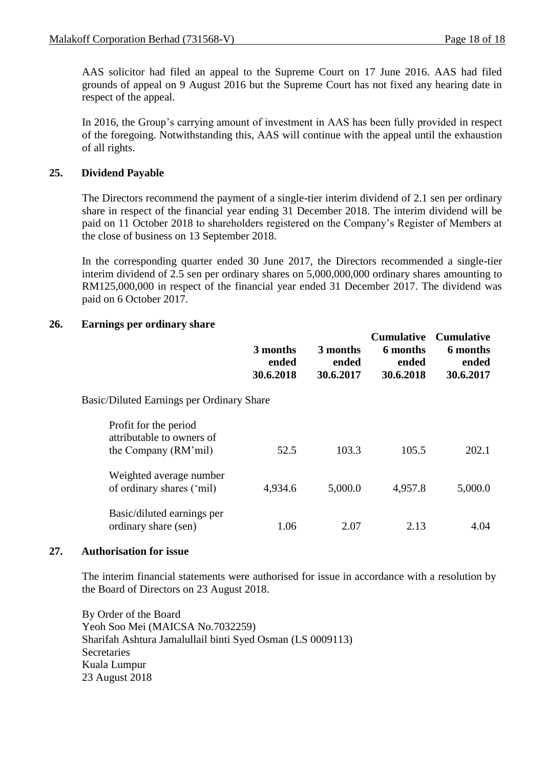AAS solicitor had filed an appeal to the Supreme Court on 17 June 2016. AAS had filed grounds of appeal on 9 August 2016 but the Supreme Court has not fixed any hearing date in respect of the appeal.

In 2016, the Group's carrying amount of investment in AAS has been fully provided in respect of the foregoing. Notwithstanding this, AAS will continue with the appeal until the exhaustion of all rights.

## 25. Dividend Payable

The Directors recommend the payment of a single-tier interim dividend of 2.1 sen per ordinary share in respect of the financial year ending 31 December 2018. The interim dividend will be paid on 11 October 2018 to shareholders registered on the Company's Register of Members at the close of business on 13 September 2018.

In the corresponding quarter ended 30 June 2017, the Directors recommended a single-tier interim dividend of 2.5 sen per ordinary shares on 5,000,000,000 ordinary shares amounting to RM125,000,000 in respect of the financial year ended 31 December 2017. The dividend was paid on 6 October 2017.

## 26. Earnings per ordinary share

| | 3 months ended 30.6.2018 | 3 months ended 30.6.2017 | Cumulative 6 months ended 30.6.2018 | Cumulative 6 months ended 30.6.2017 |
|---|---|---|---|---|
| Basic/Diluted Earnings per Ordinary Share | | | | |
| Profit for the period attributable to owners of the Company (RM'mil) | 52.5 | 103.3 | 105.5 | 202.1 |
| Weighted average number of ordinary shares ('mil) | 4,934.6 | 5,000.0 | 4,957.8 | 5,000.0 |
| Basic/diluted earnings per ordinary share (sen) | 1.06 | 2.07 | 2.13 | 4.04 |

## 27. Authorisation for issue

The interim financial statements were authorised for issue in accordance with a resolution by the Board of Directors on 23 August 2018.

By Order of the Board
Yeoh Soo Mei (MAICSA No.7032259)
Sharifah Ashtura Jamalullail binti Syed Osman (LS 0009113)
Secretaries
Kuala Lumpur
23 August 2018